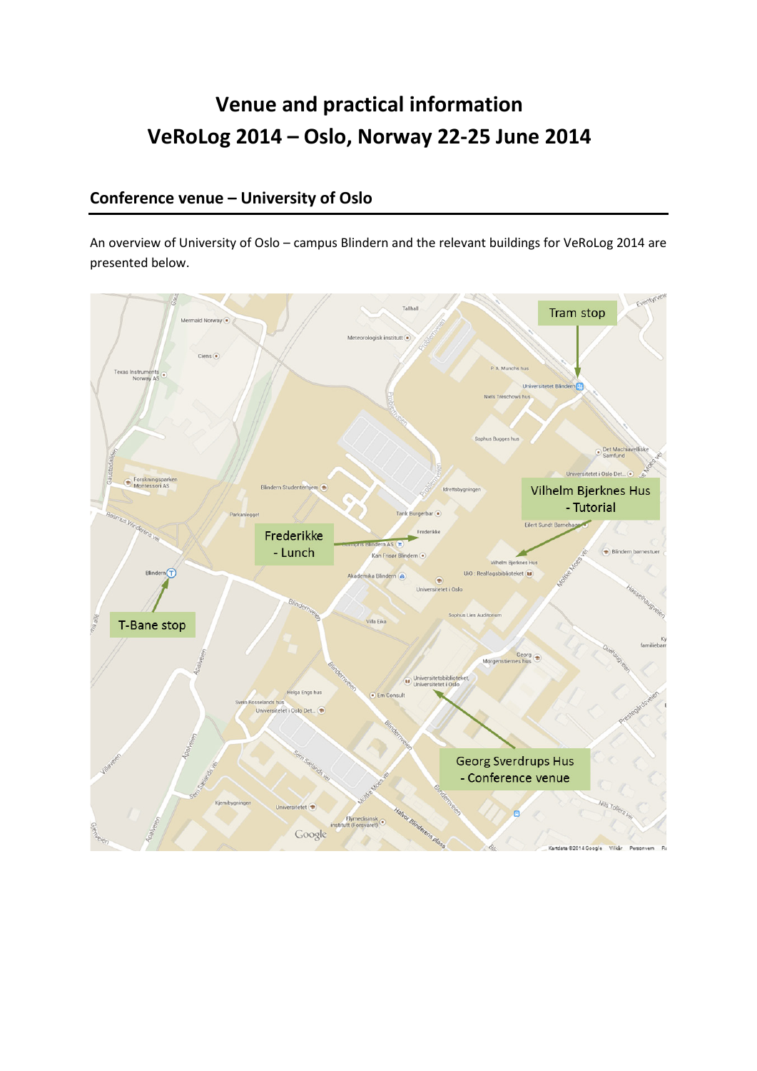# Venue and practical information

# VeRoLog 2014 – Oslo, Norway 22-25 June 2014

## Conference venue – University of Oslo

An overview of University of Oslo – campus Blindern and the relevant buildings for VeRoLog 2014 are presented below.

Tram stop

Vilhelm Bjerknes Hus - Tutorial

Frederikke - Lunch

T-Bane stop

Georg Sverdrups Hus - Conference venue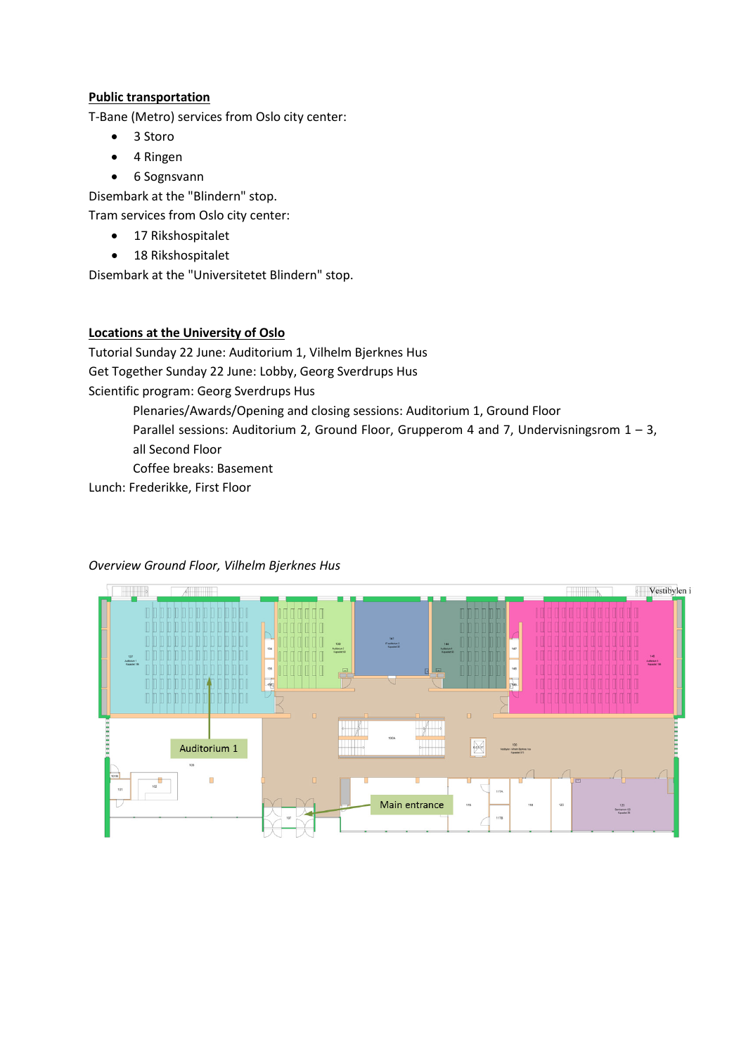**Public transportation**

T-Bane (Metro) services from Oslo city center:

- 3 Storo
- 4 Ringen
- 6 Sognsvann

Disembark at the "Blindern" stop.

Tram services from Oslo city center:

- 17 Rikshospitalet
- 18 Rikshospitalet

Disembark at the "Universitetet Blindern" stop.

**Locations at the University of Oslo**

Tutorial Sunday 22 June: Auditorium 1, Vilhelm Bjerknes Hus

Get Together Sunday 22 June: Lobby, Georg Sverdrups Hus

Scientific program: Georg Sverdrups Hus

Plenaries/Awards/Opening and closing sessions: Auditorium 1, Ground Floor

Parallel sessions: Auditorium 2, Ground Floor, Grupperom 4 and 7, Undervisningsrom 1 – 3, all Second Floor

Coffee breaks: Basement

Lunch: Frederikke, First Floor

*Overview Ground Floor, Vilhelm Bjerknes Hus*

Vestibylen i

Auditorium 1

Main entrance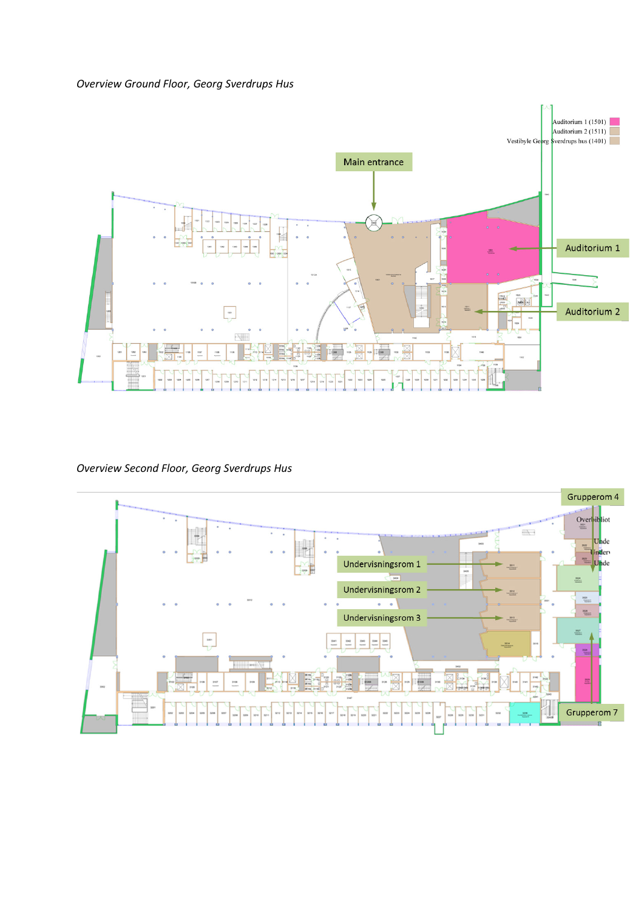*Overview Ground Floor, Georg Sverdrups Hus*

Auditorium 1 (1501)
Auditorium 2 (1511)
Vestibyle Georg Sverdrups hus (1401)

Main entrance

Auditorium 1

Auditorium 2

*Overview Second Floor, Georg Sverdrups Hus*

Grupperom 4

Undervisningsrom 1

Undervisningsrom 2

Undervisningsrom 3

Grupperom 7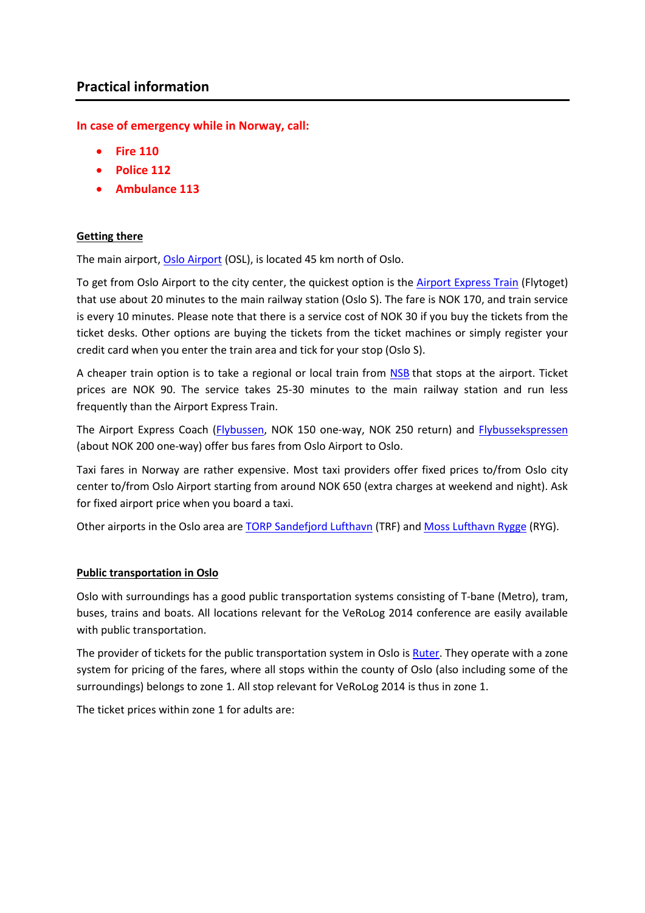## Practical information

**In case of emergency while in Norway, call:**

- **Fire 110**
- **Police 112**
- **Ambulance 113**

**Getting there**

The main airport, Oslo Airport (OSL), is located 45 km north of Oslo.

To get from Oslo Airport to the city center, the quickest option is the Airport Express Train (Flytoget) that use about 20 minutes to the main railway station (Oslo S). The fare is NOK 170, and train service is every 10 minutes. Please note that there is a service cost of NOK 30 if you buy the tickets from the ticket desks. Other options are buying the tickets from the ticket machines or simply register your credit card when you enter the train area and tick for your stop (Oslo S).

A cheaper train option is to take a regional or local train from NSB that stops at the airport. Ticket prices are NOK 90. The service takes 25-30 minutes to the main railway station and run less frequently than the Airport Express Train.

The Airport Express Coach (Flybussen, NOK 150 one-way, NOK 250 return) and Flybussekspressen (about NOK 200 one-way) offer bus fares from Oslo Airport to Oslo.

Taxi fares in Norway are rather expensive. Most taxi providers offer fixed prices to/from Oslo city center to/from Oslo Airport starting from around NOK 650 (extra charges at weekend and night). Ask for fixed airport price when you board a taxi.

Other airports in the Oslo area are TORP Sandefjord Lufthavn (TRF) and Moss Lufthavn Rygge (RYG).

**Public transportation in Oslo**

Oslo with surroundings has a good public transportation systems consisting of T-bane (Metro), tram, buses, trains and boats. All locations relevant for the VeRoLog 2014 conference are easily available with public transportation.

The provider of tickets for the public transportation system in Oslo is Ruter. They operate with a zone system for pricing of the fares, where all stops within the county of Oslo (also including some of the surroundings) belongs to zone 1. All stop relevant for VeRoLog 2014 is thus in zone 1.

The ticket prices within zone 1 for adults are: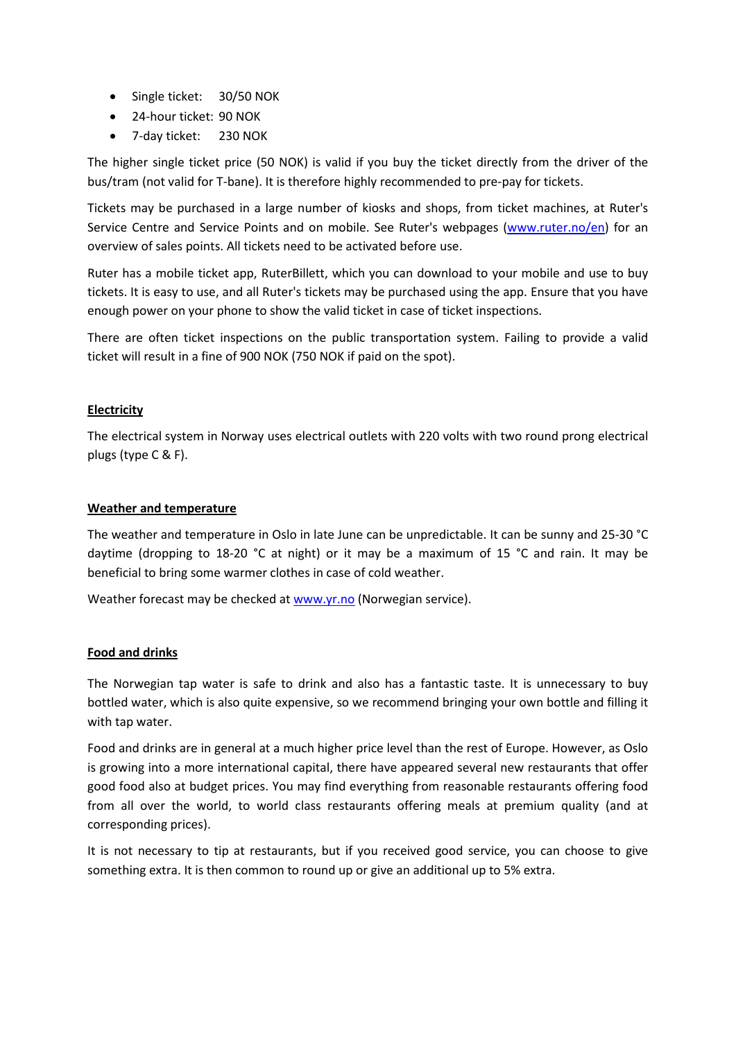- Single ticket: 30/50 NOK
- 24-hour ticket: 90 NOK
- 7-day ticket: 230 NOK

The higher single ticket price (50 NOK) is valid if you buy the ticket directly from the driver of the bus/tram (not valid for T-bane). It is therefore highly recommended to pre-pay for tickets.

Tickets may be purchased in a large number of kiosks and shops, from ticket machines, at Ruter's Service Centre and Service Points and on mobile. See Ruter's webpages ([www.ruter.no/en](www.ruter.no/en)) for an overview of sales points. All tickets need to be activated before use.

Ruter has a mobile ticket app, RuterBillett, which you can download to your mobile and use to buy tickets. It is easy to use, and all Ruter's tickets may be purchased using the app. Ensure that you have enough power on your phone to show the valid ticket in case of ticket inspections.

There are often ticket inspections on the public transportation system. Failing to provide a valid ticket will result in a fine of 900 NOK (750 NOK if paid on the spot).

## Electricity

The electrical system in Norway uses electrical outlets with 220 volts with two round prong electrical plugs (type C & F).

## Weather and temperature

The weather and temperature in Oslo in late June can be unpredictable. It can be sunny and 25-30 °C daytime (dropping to 18-20 °C at night) or it may be a maximum of 15 °C and rain. It may be beneficial to bring some warmer clothes in case of cold weather.

Weather forecast may be checked at [www.yr.no](www.yr.no) (Norwegian service).

## Food and drinks

The Norwegian tap water is safe to drink and also has a fantastic taste. It is unnecessary to buy bottled water, which is also quite expensive, so we recommend bringing your own bottle and filling it with tap water.

Food and drinks are in general at a much higher price level than the rest of Europe. However, as Oslo is growing into a more international capital, there have appeared several new restaurants that offer good food also at budget prices. You may find everything from reasonable restaurants offering food from all over the world, to world class restaurants offering meals at premium quality (and at corresponding prices).

It is not necessary to tip at restaurants, but if you received good service, you can choose to give something extra. It is then common to round up or give an additional up to 5% extra.